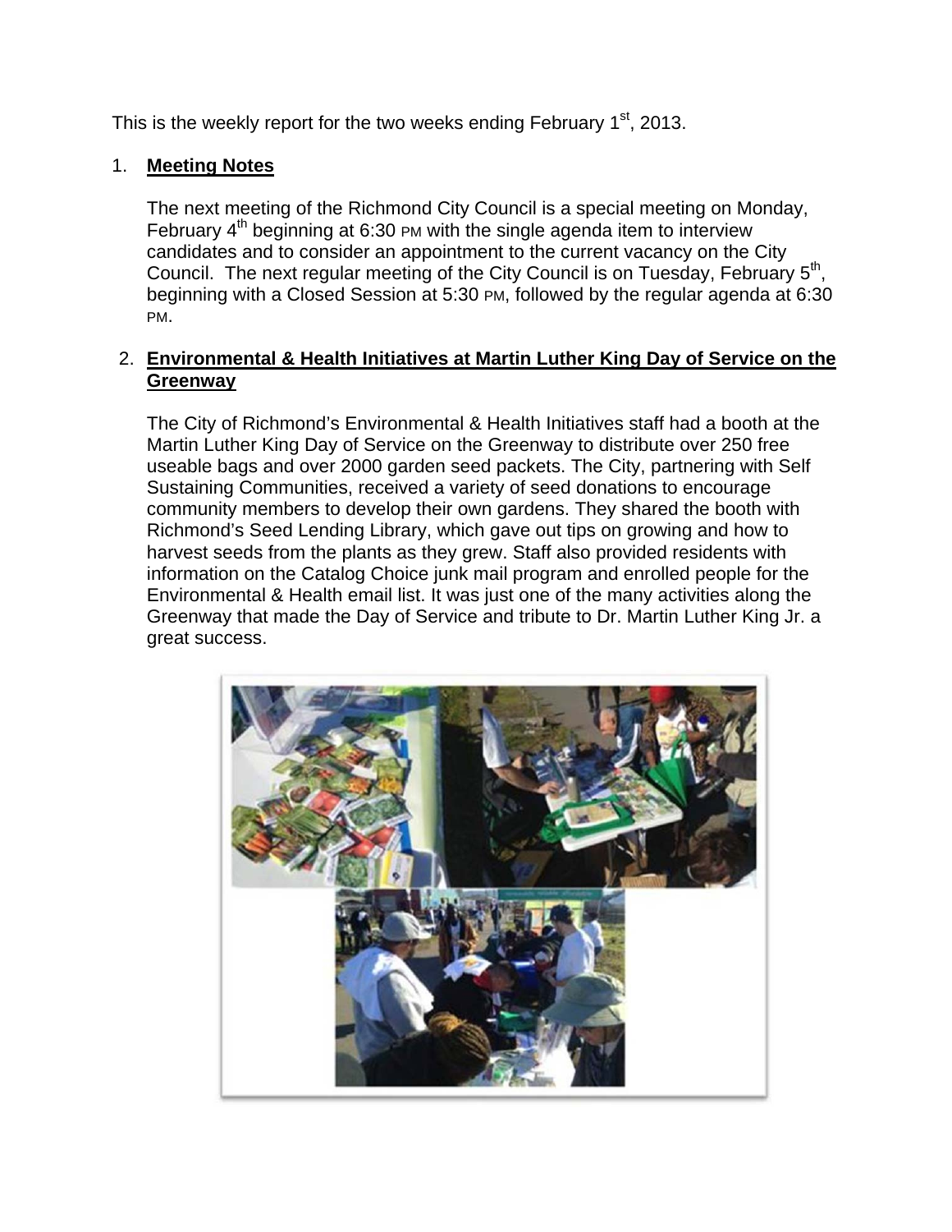This is the weekly report for the two weeks ending February 1st, 2013.

1. **Meeting Notes**

   The next meeting of the Richmond City Council is a special meeting on Monday, February 4th beginning at 6:30 PM with the single agenda item to interview candidates and to consider an appointment to the current vacancy on the City Council. The next regular meeting of the City Council is on Tuesday, February 5th, beginning with a Closed Session at 5:30 PM, followed by the regular agenda at 6:30 PM.

2. **Environmental & Health Initiatives at Martin Luther King Day of Service on the Greenway**

   The City of Richmond's Environmental & Health Initiatives staff had a booth at the Martin Luther King Day of Service on the Greenway to distribute over 250 free useable bags and over 2000 garden seed packets. The City, partnering with Self Sustaining Communities, received a variety of seed donations to encourage community members to develop their own gardens. They shared the booth with Richmond's Seed Lending Library, which gave out tips on growing and how to harvest seeds from the plants as they grew. Staff also provided residents with information on the Catalog Choice junk mail program and enrolled people for the Environmental & Health email list. It was just one of the many activities along the Greenway that made the Day of Service and tribute to Dr. Martin Luther King Jr. a great success.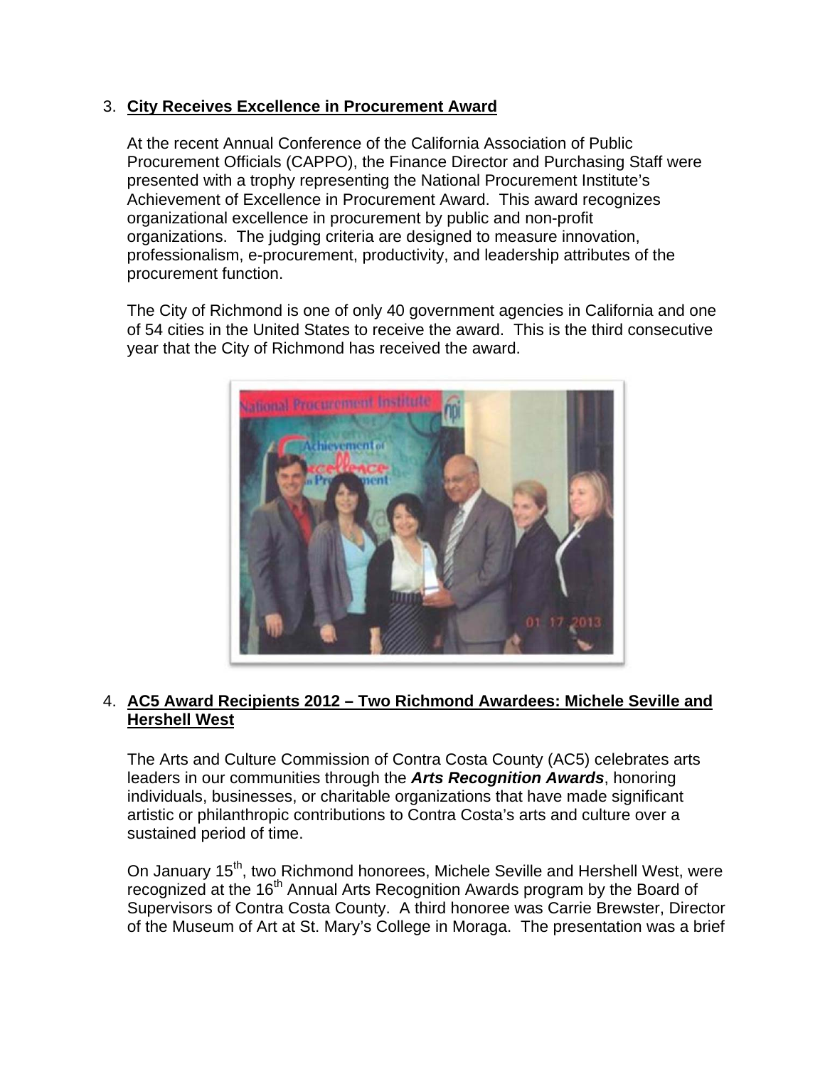3. **City Receives Excellence in Procurement Award**

   At the recent Annual Conference of the California Association of Public Procurement Officials (CAPPO), the Finance Director and Purchasing Staff were presented with a trophy representing the National Procurement Institute's Achievement of Excellence in Procurement Award. This award recognizes organizational excellence in procurement by public and non-profit organizations. The judging criteria are designed to measure innovation, professionalism, e-procurement, productivity, and leadership attributes of the procurement function.

   The City of Richmond is one of only 40 government agencies in California and one of 54 cities in the United States to receive the award. This is the third consecutive year that the City of Richmond has received the award.

4. **AC5 Award Recipients 2012 – Two Richmond Awardees: Michele Seville and Hershell West**

   The Arts and Culture Commission of Contra Costa County (AC5) celebrates arts leaders in our communities through the ***Arts Recognition Awards***, honoring individuals, businesses, or charitable organizations that have made significant artistic or philanthropic contributions to Contra Costa's arts and culture over a sustained period of time.

   On January 15th, two Richmond honorees, Michele Seville and Hershell West, were recognized at the 16th Annual Arts Recognition Awards program by the Board of Supervisors of Contra Costa County. A third honoree was Carrie Brewster, Director of the Museum of Art at St. Mary's College in Moraga. The presentation was a brief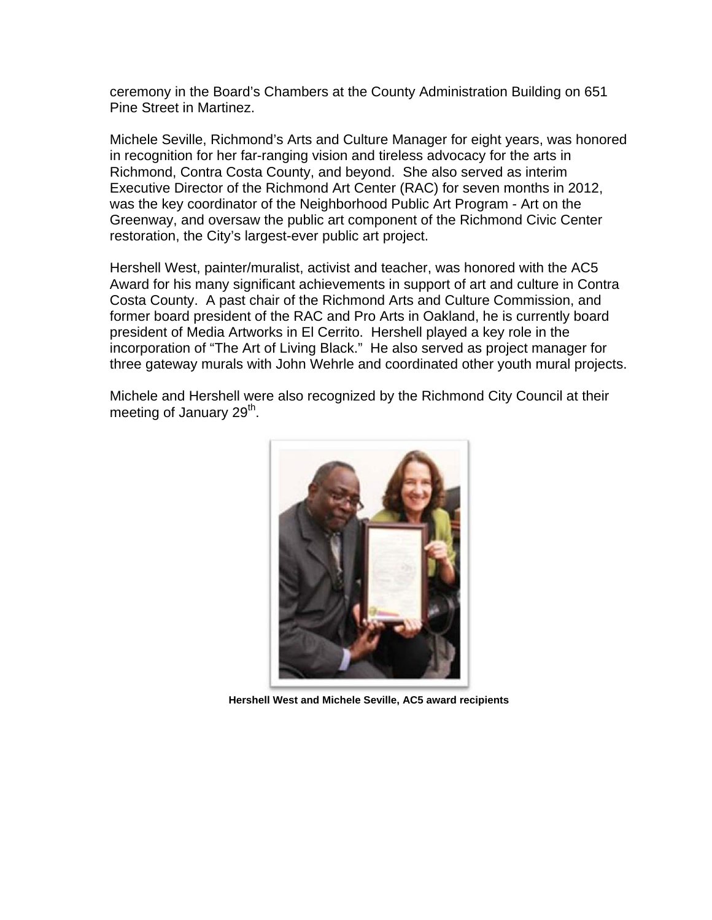ceremony in the Board's Chambers at the County Administration Building on 651 Pine Street in Martinez.

Michele Seville, Richmond's Arts and Culture Manager for eight years, was honored in recognition for her far-ranging vision and tireless advocacy for the arts in Richmond, Contra Costa County, and beyond. She also served as interim Executive Director of the Richmond Art Center (RAC) for seven months in 2012, was the key coordinator of the Neighborhood Public Art Program - Art on the Greenway, and oversaw the public art component of the Richmond Civic Center restoration, the City's largest-ever public art project.

Hershell West, painter/muralist, activist and teacher, was honored with the AC5 Award for his many significant achievements in support of art and culture in Contra Costa County. A past chair of the Richmond Arts and Culture Commission, and former board president of the RAC and Pro Arts in Oakland, he is currently board president of Media Artworks in El Cerrito. Hershell played a key role in the incorporation of "The Art of Living Black." He also served as project manager for three gateway murals with John Wehrle and coordinated other youth mural projects.

Michele and Hershell were also recognized by the Richmond City Council at their meeting of January 29th.

**Hershell West and Michele Seville, AC5 award recipients**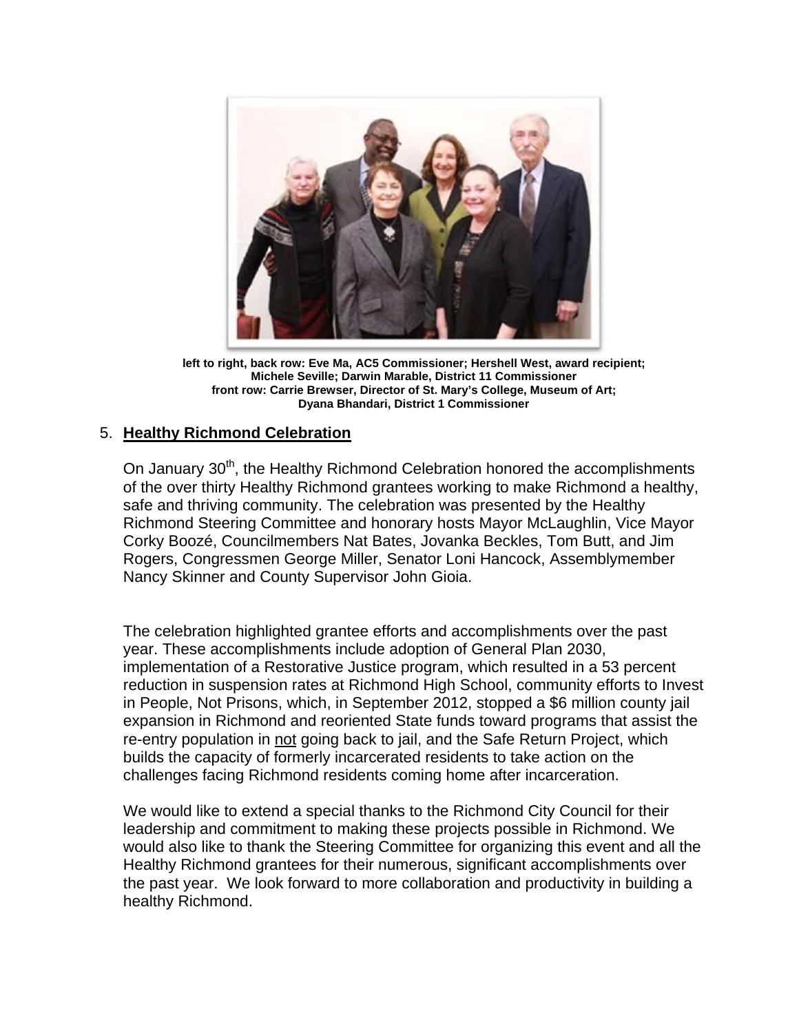**left to right, back row: Eve Ma, AC5 Commissioner; Hershell West, award recipient; Michele Seville; Darwin Marable, District 11 Commissioner**
**front row: Carrie Brewser, Director of St. Mary's College, Museum of Art; Dyana Bhandari, District 1 Commissioner**

5. **Healthy Richmond Celebration**

On January 30th, the Healthy Richmond Celebration honored the accomplishments of the over thirty Healthy Richmond grantees working to make Richmond a healthy, safe and thriving community. The celebration was presented by the Healthy Richmond Steering Committee and honorary hosts Mayor McLaughlin, Vice Mayor Corky Boozé, Councilmembers Nat Bates, Jovanka Beckles, Tom Butt, and Jim Rogers, Congressmen George Miller, Senator Loni Hancock, Assemblymember Nancy Skinner and County Supervisor John Gioia.

The celebration highlighted grantee efforts and accomplishments over the past year. These accomplishments include adoption of General Plan 2030, implementation of a Restorative Justice program, which resulted in a 53 percent reduction in suspension rates at Richmond High School, community efforts to Invest in People, Not Prisons, which, in September 2012, stopped a $6 million county jail expansion in Richmond and reoriented State funds toward programs that assist the re-entry population in not going back to jail, and the Safe Return Project, which builds the capacity of formerly incarcerated residents to take action on the challenges facing Richmond residents coming home after incarceration.

We would like to extend a special thanks to the Richmond City Council for their leadership and commitment to making these projects possible in Richmond. We would also like to thank the Steering Committee for organizing this event and all the Healthy Richmond grantees for their numerous, significant accomplishments over the past year. We look forward to more collaboration and productivity in building a healthy Richmond.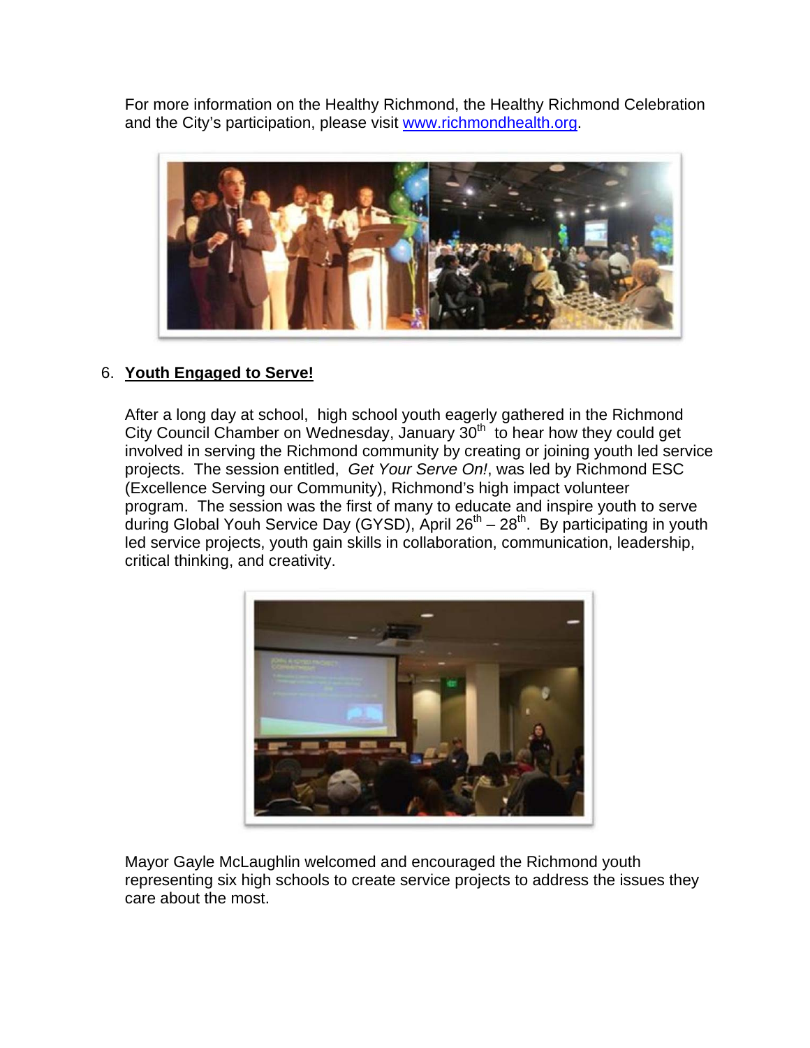For more information on the Healthy Richmond, the Healthy Richmond Celebration and the City's participation, please visit [www.richmondhealth.org](http://www.richmondhealth.org).

6. **Youth Engaged to Serve!**

After a long day at school, high school youth eagerly gathered in the Richmond City Council Chamber on Wednesday, January 30th to hear how they could get involved in serving the Richmond community by creating or joining youth led service projects. The session entitled, *Get Your Serve On!*, was led by Richmond ESC (Excellence Serving our Community), Richmond's high impact volunteer program. The session was the first of many to educate and inspire youth to serve during Global Youh Service Day (GYSD), April 26th – 28th. By participating in youth led service projects, youth gain skills in collaboration, communication, leadership, critical thinking, and creativity.

Mayor Gayle McLaughlin welcomed and encouraged the Richmond youth representing six high schools to create service projects to address the issues they care about the most.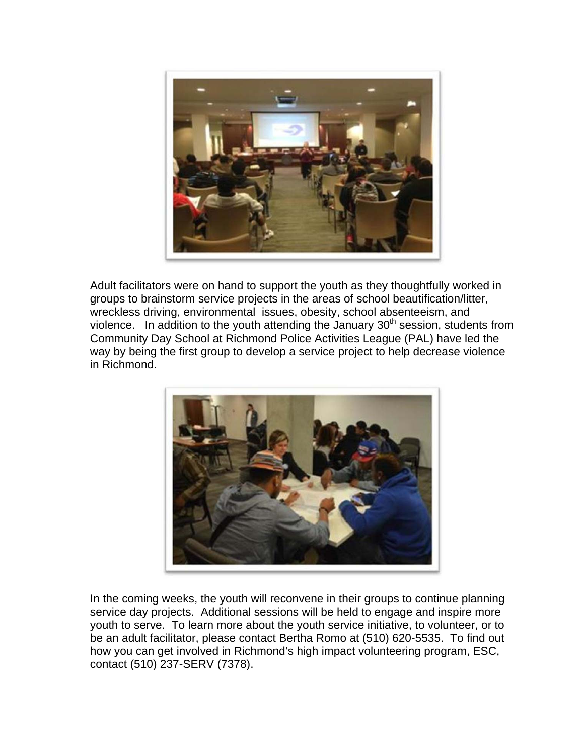Adult facilitators were on hand to support the youth as they thoughtfully worked in groups to brainstorm service projects in the areas of school beautification/litter, wreckless driving, environmental issues, obesity, school absenteeism, and violence. In addition to the youth attending the January 30th session, students from Community Day School at Richmond Police Activities League (PAL) have led the way by being the first group to develop a service project to help decrease violence in Richmond.

In the coming weeks, the youth will reconvene in their groups to continue planning service day projects. Additional sessions will be held to engage and inspire more youth to serve. To learn more about the youth service initiative, to volunteer, or to be an adult facilitator, please contact Bertha Romo at (510) 620-5535. To find out how you can get involved in Richmond's high impact volunteering program, ESC, contact (510) 237-SERV (7378).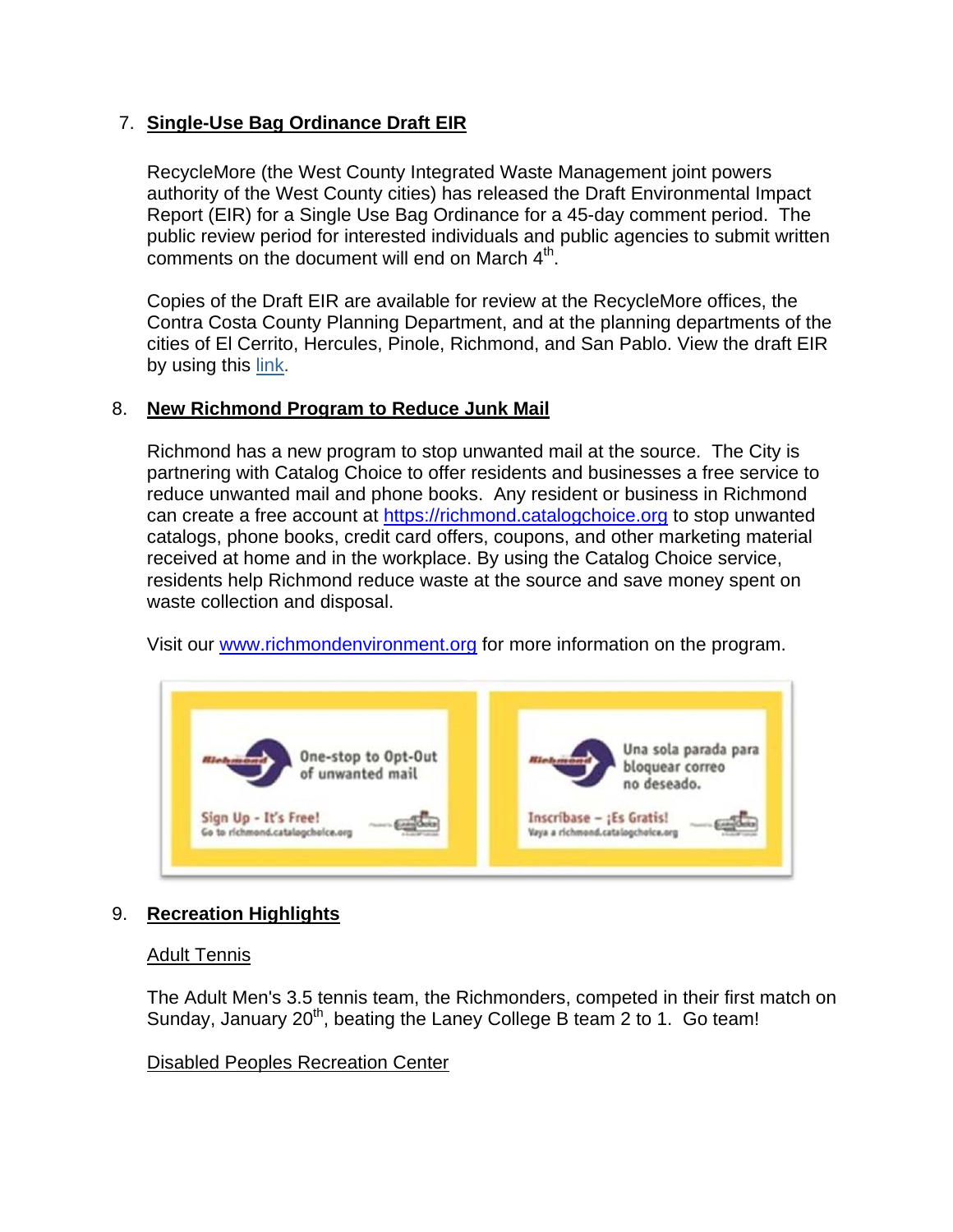7. **Single-Use Bag Ordinance Draft EIR**

RecycleMore (the West County Integrated Waste Management joint powers authority of the West County cities) has released the Draft Environmental Impact Report (EIR) for a Single Use Bag Ordinance for a 45-day comment period. The public review period for interested individuals and public agencies to submit written comments on the document will end on March 4th.

Copies of the Draft EIR are available for review at the RecycleMore offices, the Contra Costa County Planning Department, and at the planning departments of the cities of El Cerrito, Hercules, Pinole, Richmond, and San Pablo. View the draft EIR by using this link.

8. **New Richmond Program to Reduce Junk Mail**

Richmond has a new program to stop unwanted mail at the source. The City is partnering with Catalog Choice to offer residents and businesses a free service to reduce unwanted mail and phone books. Any resident or business in Richmond can create a free account at https://richmond.catalogchoice.org to stop unwanted catalogs, phone books, credit card offers, coupons, and other marketing material received at home and in the workplace. By using the Catalog Choice service, residents help Richmond reduce waste at the source and save money spent on waste collection and disposal.

Visit our www.richmondenvironment.org for more information on the program.

Richmond — One-stop to Opt-Out of unwanted mail. Sign Up - It's Free! Go to richmond.catalogchoice.org

Richmond — Una sola parada para bloquear correo no deseado. Inscríbase – ¡Es Gratis! Vaya a richmond.catalogchoice.org

9. **Recreation Highlights**

Adult Tennis

The Adult Men's 3.5 tennis team, the Richmonders, competed in their first match on Sunday, January 20th, beating the Laney College B team 2 to 1. Go team!

Disabled Peoples Recreation Center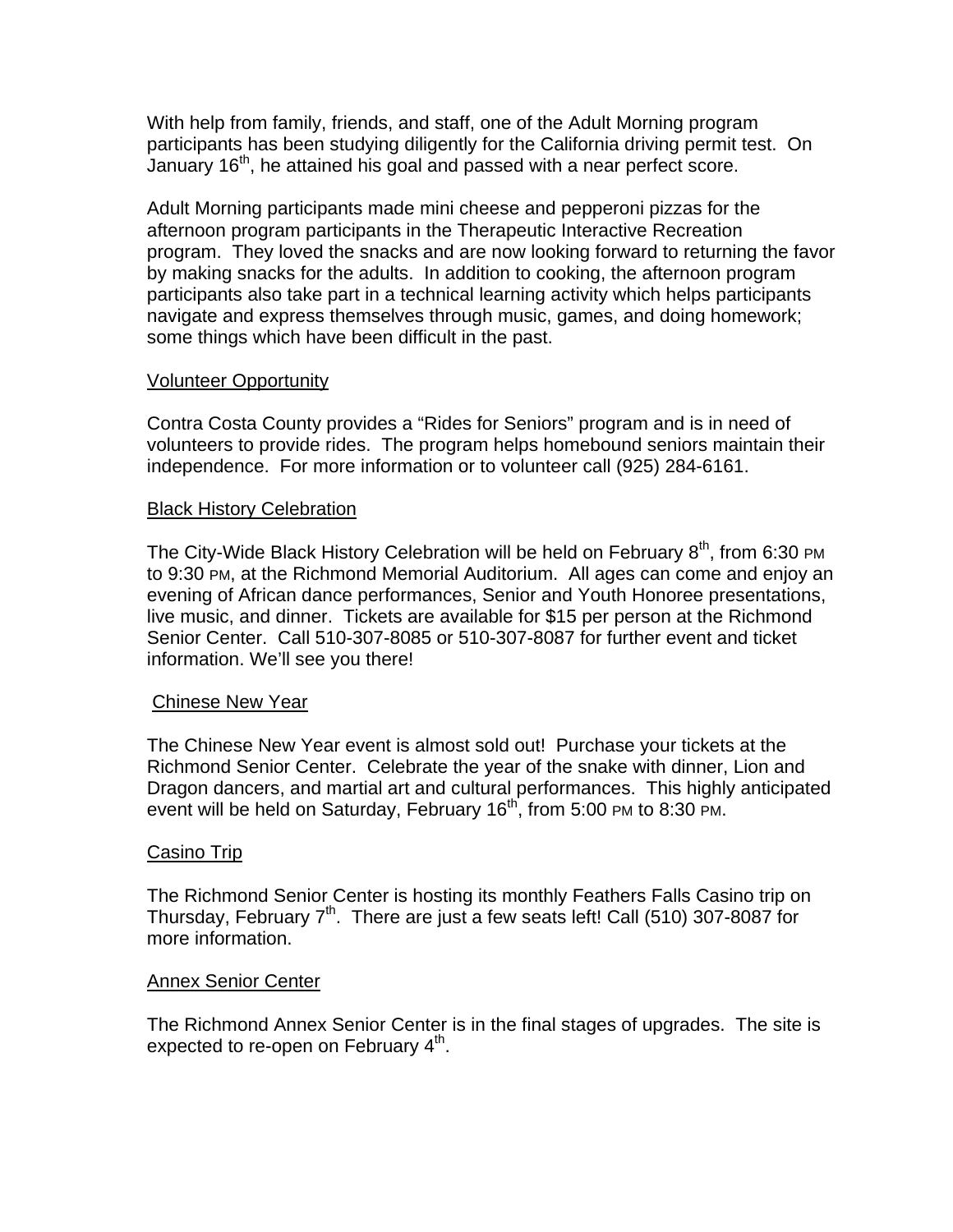With help from family, friends, and staff, one of the Adult Morning program participants has been studying diligently for the California driving permit test. On January 16th, he attained his goal and passed with a near perfect score.

Adult Morning participants made mini cheese and pepperoni pizzas for the afternoon program participants in the Therapeutic Interactive Recreation program. They loved the snacks and are now looking forward to returning the favor by making snacks for the adults. In addition to cooking, the afternoon program participants also take part in a technical learning activity which helps participants navigate and express themselves through music, games, and doing homework; some things which have been difficult in the past.

## Volunteer Opportunity

Contra Costa County provides a "Rides for Seniors" program and is in need of volunteers to provide rides. The program helps homebound seniors maintain their independence. For more information or to volunteer call (925) 284-6161.

## Black History Celebration

The City-Wide Black History Celebration will be held on February 8th, from 6:30 PM to 9:30 PM, at the Richmond Memorial Auditorium. All ages can come and enjoy an evening of African dance performances, Senior and Youth Honoree presentations, live music, and dinner. Tickets are available for $15 per person at the Richmond Senior Center. Call 510-307-8085 or 510-307-8087 for further event and ticket information. We'll see you there!

## Chinese New Year

The Chinese New Year event is almost sold out! Purchase your tickets at the Richmond Senior Center. Celebrate the year of the snake with dinner, Lion and Dragon dancers, and martial art and cultural performances. This highly anticipated event will be held on Saturday, February 16th, from 5:00 PM to 8:30 PM.

## Casino Trip

The Richmond Senior Center is hosting its monthly Feathers Falls Casino trip on Thursday, February 7th. There are just a few seats left! Call (510) 307-8087 for more information.

## Annex Senior Center

The Richmond Annex Senior Center is in the final stages of upgrades. The site is expected to re-open on February 4th.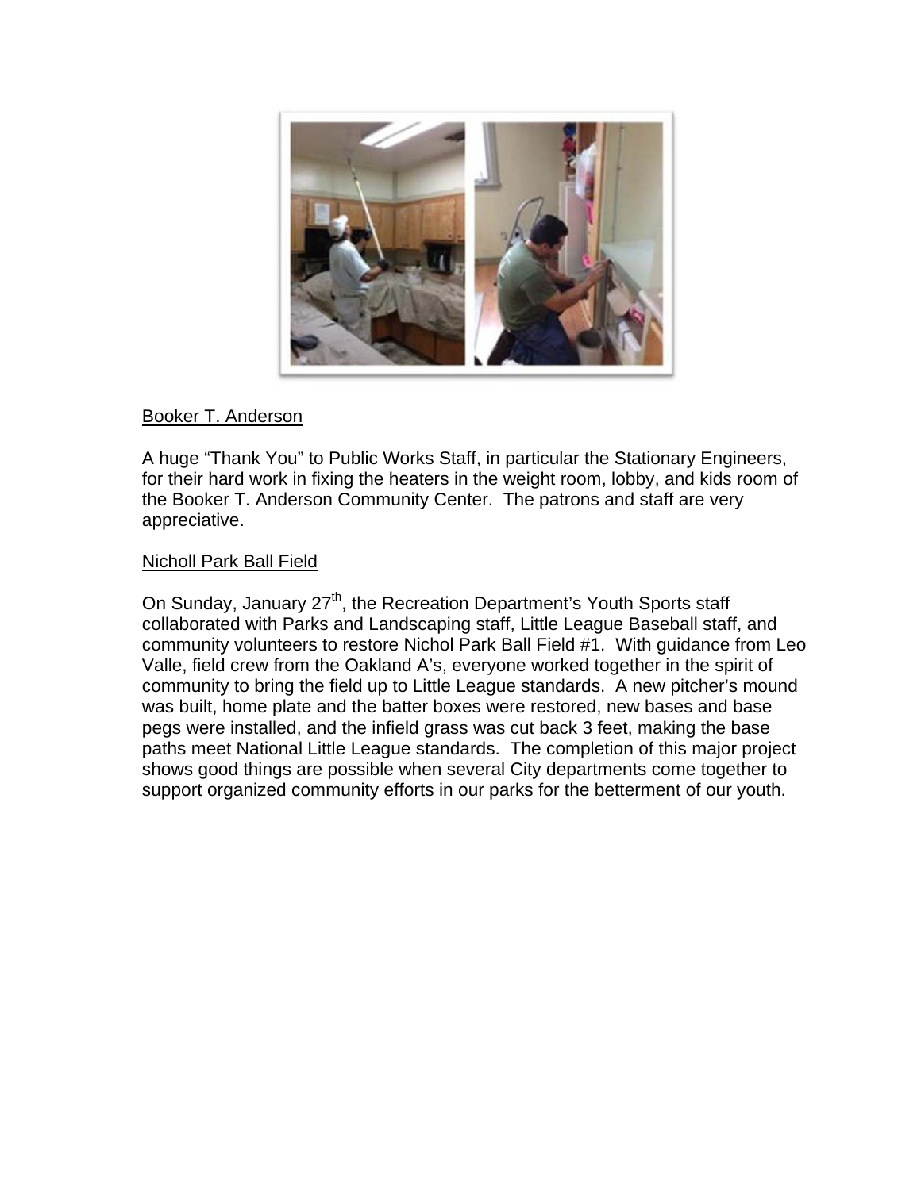## Booker T. Anderson

A huge "Thank You" to Public Works Staff, in particular the Stationary Engineers, for their hard work in fixing the heaters in the weight room, lobby, and kids room of the Booker T. Anderson Community Center. The patrons and staff are very appreciative.

## Nicholl Park Ball Field

On Sunday, January 27th, the Recreation Department's Youth Sports staff collaborated with Parks and Landscaping staff, Little League Baseball staff, and community volunteers to restore Nichol Park Ball Field #1. With guidance from Leo Valle, field crew from the Oakland A's, everyone worked together in the spirit of community to bring the field up to Little League standards. A new pitcher's mound was built, home plate and the batter boxes were restored, new bases and base pegs were installed, and the infield grass was cut back 3 feet, making the base paths meet National Little League standards. The completion of this major project shows good things are possible when several City departments come together to support organized community efforts in our parks for the betterment of our youth.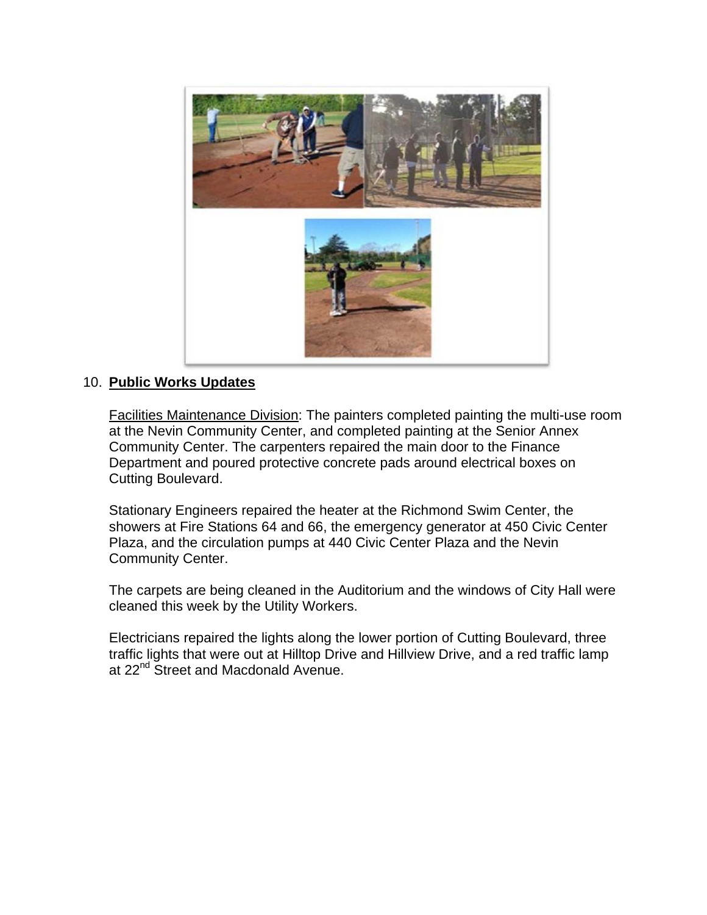10. **Public Works Updates**

Facilities Maintenance Division: The painters completed painting the multi-use room at the Nevin Community Center, and completed painting at the Senior Annex Community Center. The carpenters repaired the main door to the Finance Department and poured protective concrete pads around electrical boxes on Cutting Boulevard.

Stationary Engineers repaired the heater at the Richmond Swim Center, the showers at Fire Stations 64 and 66, the emergency generator at 450 Civic Center Plaza, and the circulation pumps at 440 Civic Center Plaza and the Nevin Community Center.

The carpets are being cleaned in the Auditorium and the windows of City Hall were cleaned this week by the Utility Workers.

Electricians repaired the lights along the lower portion of Cutting Boulevard, three traffic lights that were out at Hilltop Drive and Hillview Drive, and a red traffic lamp at 22nd Street and Macdonald Avenue.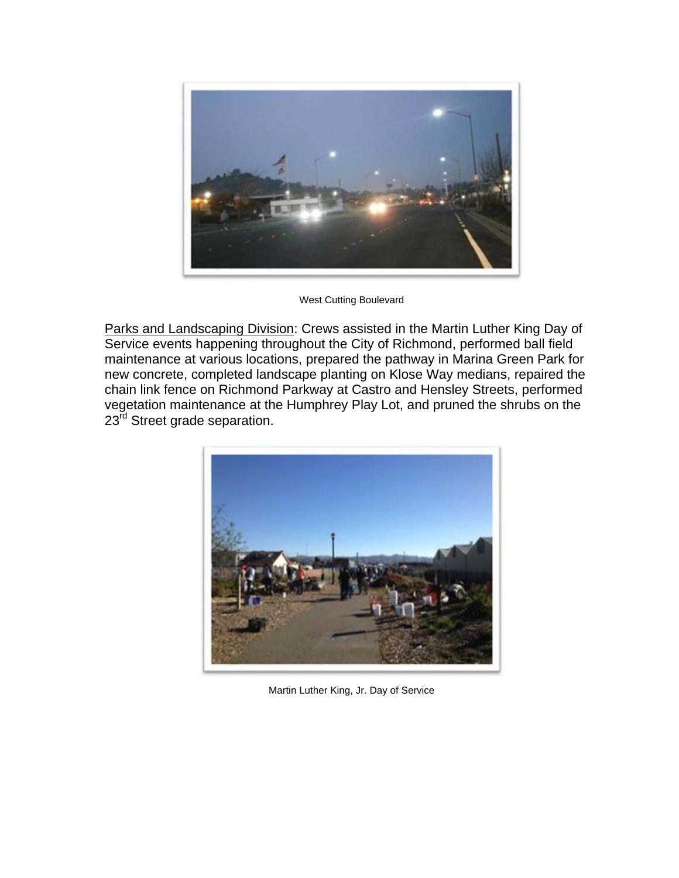West Cutting Boulevard

Parks and Landscaping Division: Crews assisted in the Martin Luther King Day of Service events happening throughout the City of Richmond, performed ball field maintenance at various locations, prepared the pathway in Marina Green Park for new concrete, completed landscape planting on Klose Way medians, repaired the chain link fence on Richmond Parkway at Castro and Hensley Streets, performed vegetation maintenance at the Humphrey Play Lot, and pruned the shrubs on the 23rd Street grade separation.

Martin Luther King, Jr. Day of Service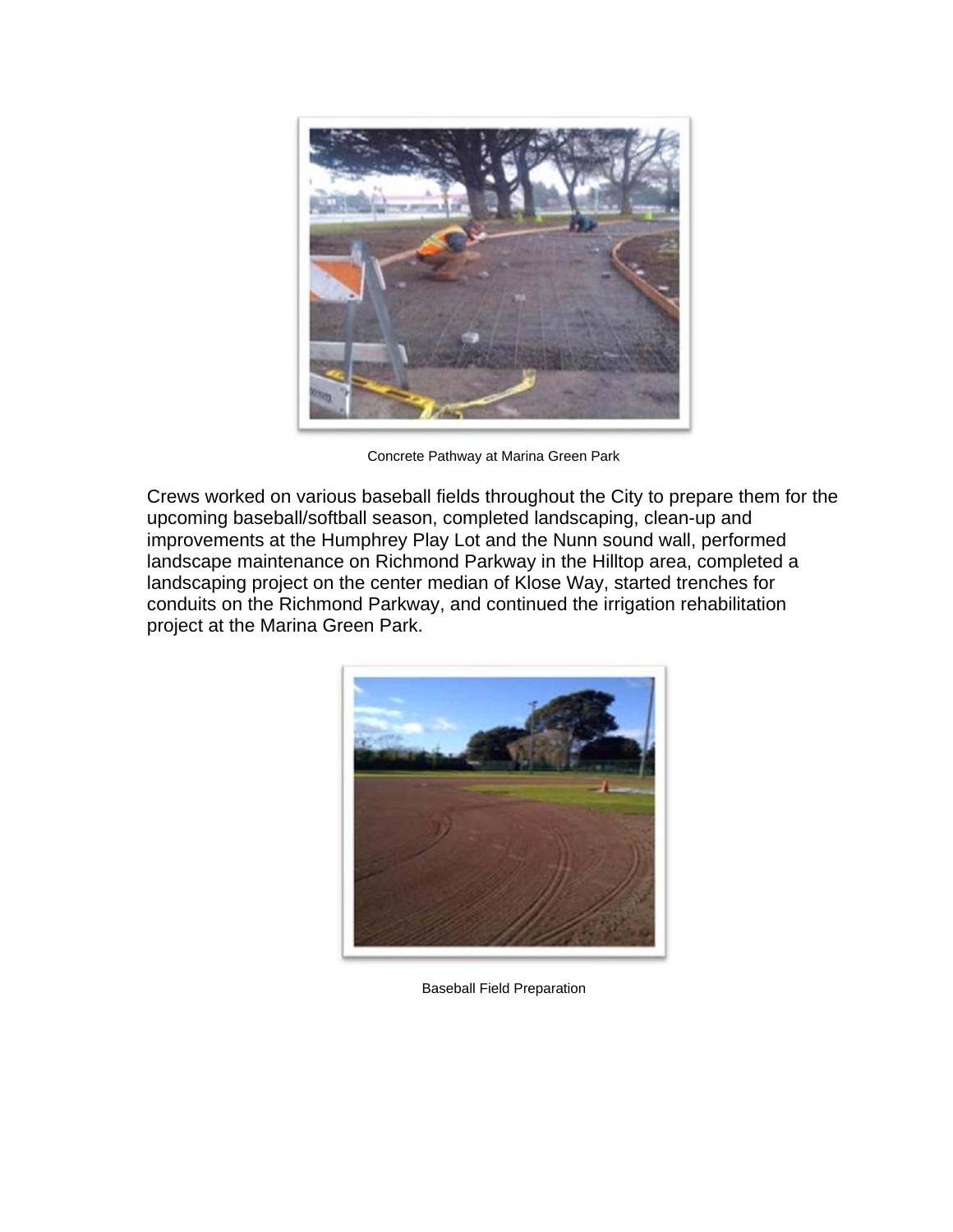Concrete Pathway at Marina Green Park

Crews worked on various baseball fields throughout the City to prepare them for the upcoming baseball/softball season, completed landscaping, clean-up and improvements at the Humphrey Play Lot and the Nunn sound wall, performed landscape maintenance on Richmond Parkway in the Hilltop area, completed a landscaping project on the center median of Klose Way, started trenches for conduits on the Richmond Parkway, and continued the irrigation rehabilitation project at the Marina Green Park.

Baseball Field Preparation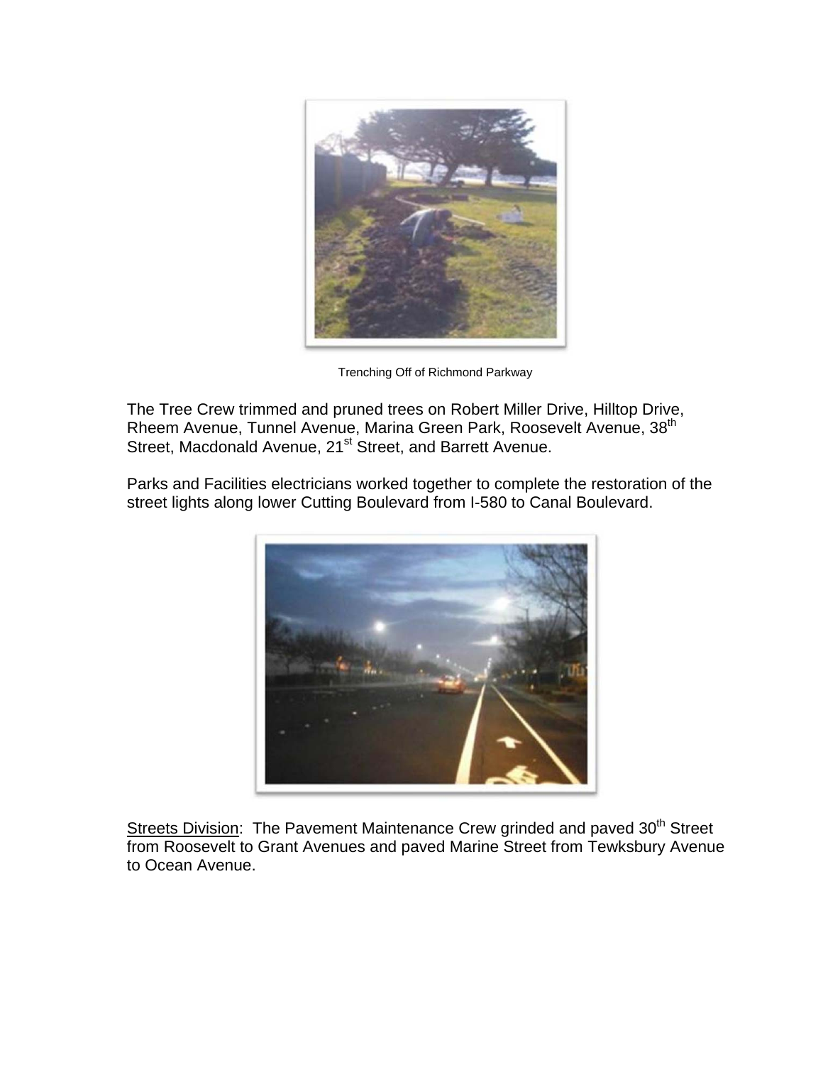Trenching Off of Richmond Parkway

The Tree Crew trimmed and pruned trees on Robert Miller Drive, Hilltop Drive, Rheem Avenue, Tunnel Avenue, Marina Green Park, Roosevelt Avenue, 38th Street, Macdonald Avenue, 21st Street, and Barrett Avenue.

Parks and Facilities electricians worked together to complete the restoration of the street lights along lower Cutting Boulevard from I-580 to Canal Boulevard.

Streets Division: The Pavement Maintenance Crew grinded and paved 30th Street from Roosevelt to Grant Avenues and paved Marine Street from Tewksbury Avenue to Ocean Avenue.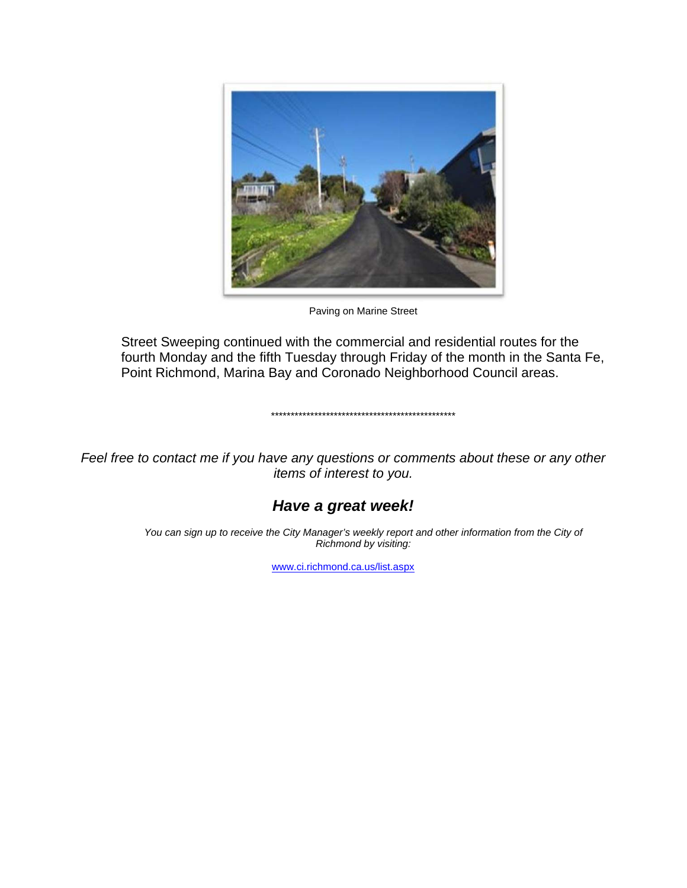Paving on Marine Street

Street Sweeping continued with the commercial and residential routes for the fourth Monday and the fifth Tuesday through Friday of the month in the Santa Fe, Point Richmond, Marina Bay and Coronado Neighborhood Council areas.

**************************************************

*Feel free to contact me if you have any questions or comments about these or any other items of interest to you.*

***Have a great week!***

*You can sign up to receive the City Manager's weekly report and other information from the City of Richmond by visiting:*

www.ci.richmond.ca.us/list.aspx